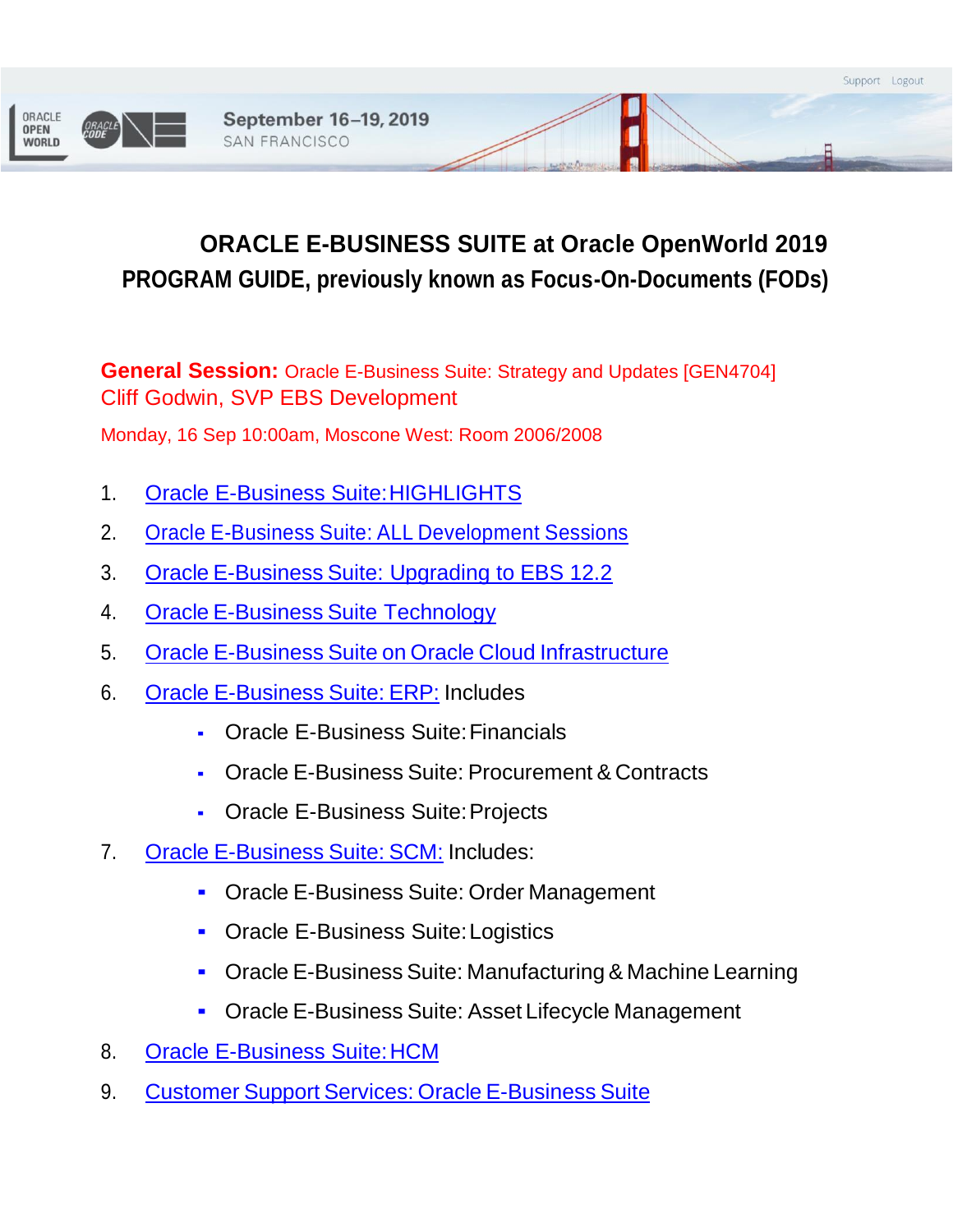September 16–19, 2019
SAN FRANCISCO

# ORACLE E-BUSINESS SUITE at Oracle OpenWorld 2019
## PROGRAM GUIDE, previously known as Focus-On-Documents (FODs)

**General Session:** Oracle E-Business Suite: Strategy and Updates [GEN4704]
Cliff Godwin, SVP EBS Development

Monday, 16 Sep 10:00am, Moscone West: Room 2006/2008

1. Oracle E-Business Suite: HIGHLIGHTS
2. Oracle E-Business Suite: ALL Development Sessions
3. Oracle E-Business Suite: Upgrading to EBS 12.2
4. Oracle E-Business Suite Technology
5. Oracle E-Business Suite on Oracle Cloud Infrastructure
6. Oracle E-Business Suite: ERP: Includes
   - Oracle E-Business Suite: Financials
   - Oracle E-Business Suite: Procurement & Contracts
   - Oracle E-Business Suite: Projects
7. Oracle E-Business Suite: SCM: Includes:
   - Oracle E-Business Suite: Order Management
   - Oracle E-Business Suite: Logistics
   - Oracle E-Business Suite: Manufacturing & Machine Learning
   - Oracle E-Business Suite: Asset Lifecycle Management
8. Oracle E-Business Suite: HCM
9. Customer Support Services: Oracle E-Business Suite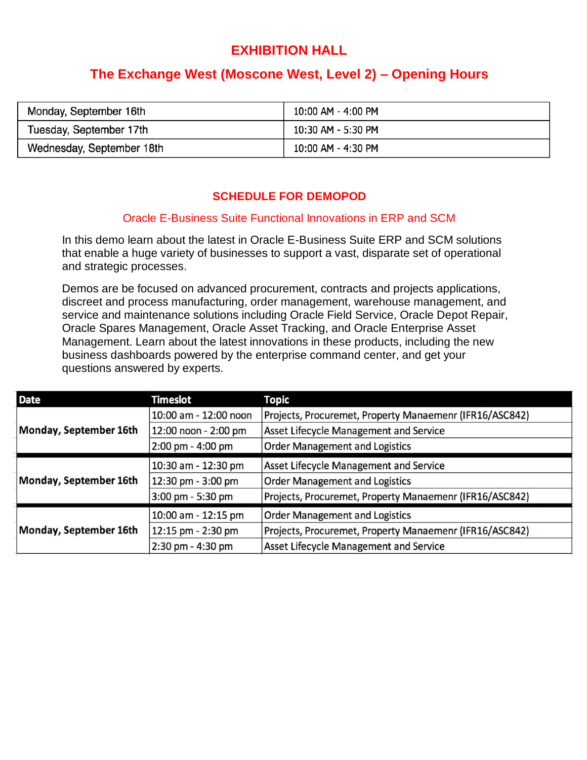# EXHIBITION HALL

## The Exchange West (Moscone West, Level 2) – Opening Hours

| | |
|---|---|
| Monday, September 16th | 10:00 AM - 4:00 PM |
| Tuesday, September 17th | 10:30 AM - 5:30 PM |
| Wednesday, September 18th | 10:00 AM - 4:30 PM |

## SCHEDULE FOR DEMOPOD

### Oracle E-Business Suite Functional Innovations in ERP and SCM

In this demo learn about the latest in Oracle E-Business Suite ERP and SCM solutions that enable a huge variety of businesses to support a vast, disparate set of operational and strategic processes.

Demos are be focused on advanced procurement, contracts and projects applications, discreet and process manufacturing, order management, warehouse management, and service and maintenance solutions including Oracle Field Service, Oracle Depot Repair, Oracle Spares Management, Oracle Asset Tracking, and Oracle Enterprise Asset Management. Learn about the latest innovations in these products, including the new business dashboards powered by the enterprise command center, and get your questions answered by experts.

| Date | Timeslot | Topic |
|---|---|---|
| Monday, September 16th | 10:00 am - 12:00 noon | Projects, Procuremet, Property Manaemenr (IFR16/ASC842) |
| | 12:00 noon - 2:00 pm | Asset Lifecycle Management and Service |
| | 2:00 pm - 4:00 pm | Order Management and Logistics |
| Monday, September 16th | 10:30 am - 12:30 pm | Asset Lifecycle Management and Service |
| | 12:30 pm - 3:00 pm | Order Management and Logistics |
| | 3:00 pm - 5:30 pm | Projects, Procuremet, Property Manaemenr (IFR16/ASC842) |
| Monday, September 16th | 10:00 am - 12:15 pm | Order Management and Logistics |
| | 12:15 pm - 2:30 pm | Projects, Procuremet, Property Manaemenr (IFR16/ASC842) |
| | 2:30 pm - 4:30 pm | Asset Lifecycle Management and Service |